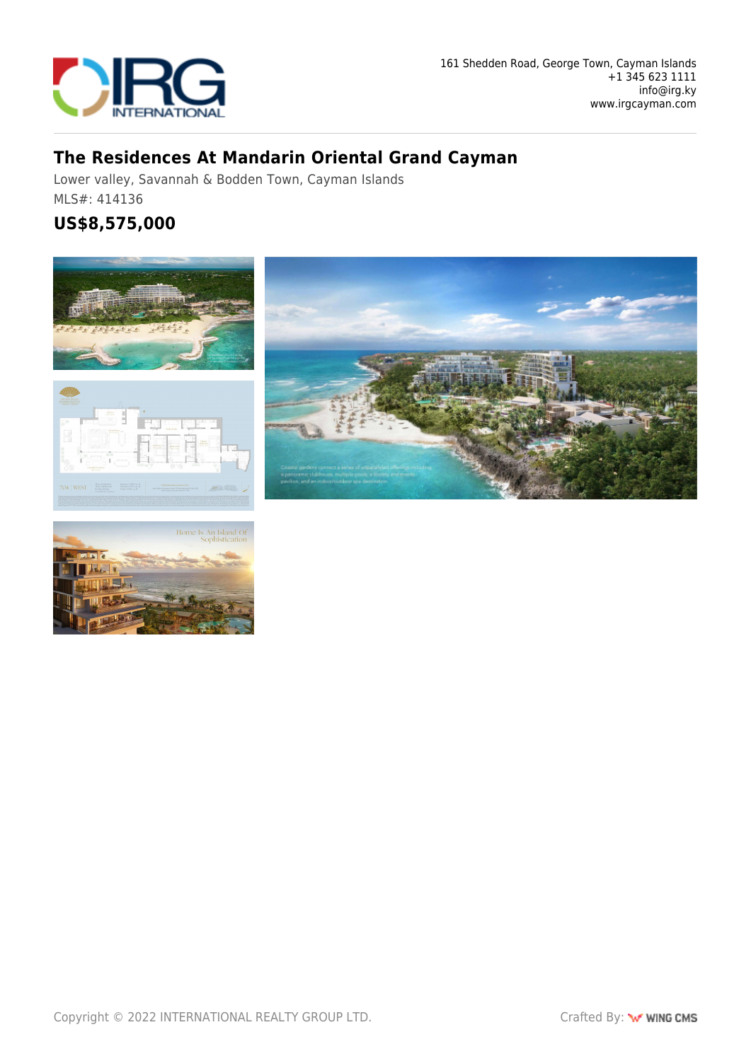161 Shedden Road, George Town, Cayman Islands
+1 345 623 1111
info@irg.ky
www.irgcayman.com

# The Residences At Mandarin Oriental Grand Cayman

Lower valley, Savannah & Bodden Town, Cayman Islands

MLS#: 414136

## US$8,575,000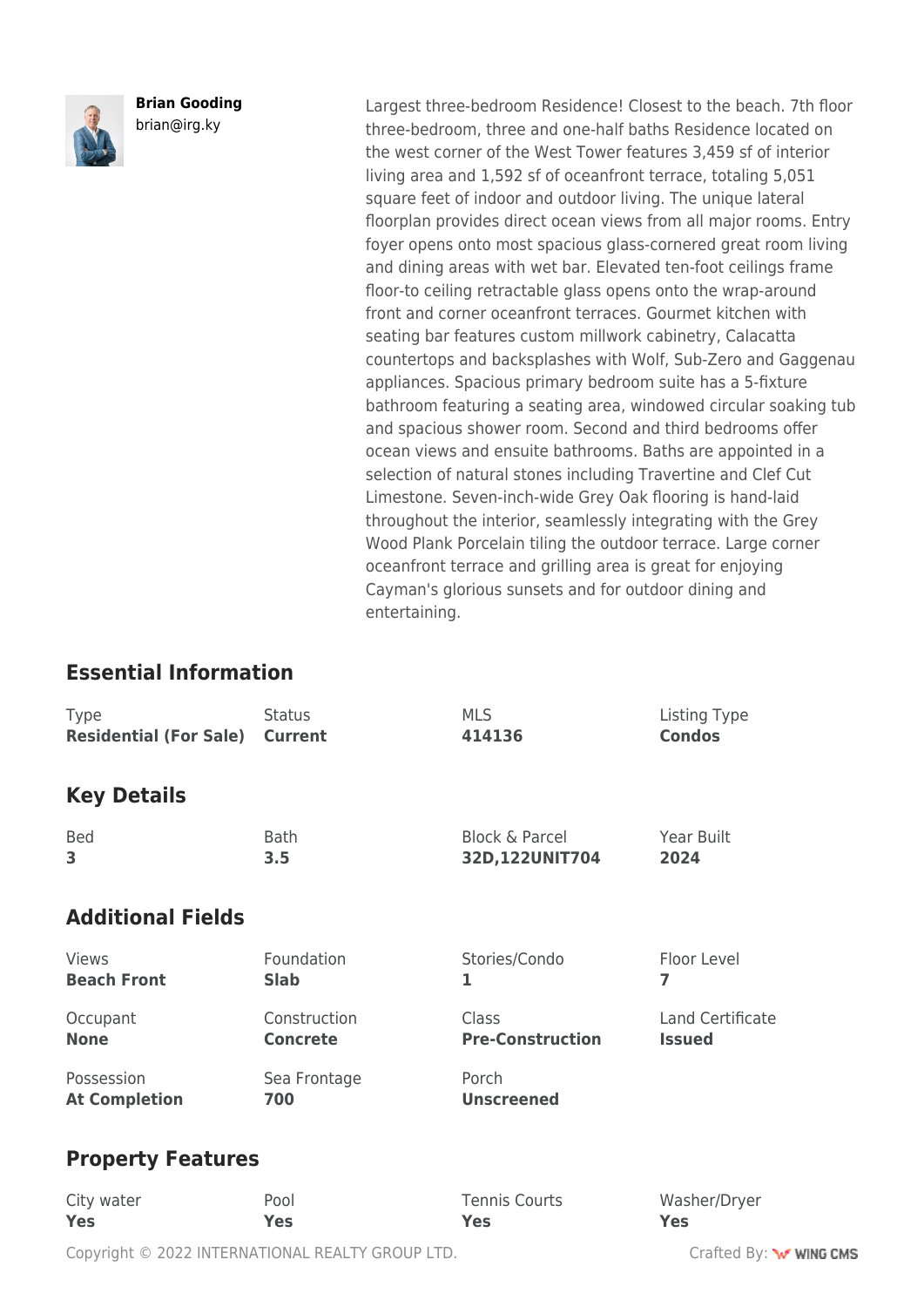**Brian Gooding**
brian@irg.ky

Largest three-bedroom Residence! Closest to the beach. 7th floor three-bedroom, three and one-half baths Residence located on the west corner of the West Tower features 3,459 sf of interior living area and 1,592 sf of oceanfront terrace, totaling 5,051 square feet of indoor and outdoor living. The unique lateral floorplan provides direct ocean views from all major rooms. Entry foyer opens onto most spacious glass-cornered great room living and dining areas with wet bar. Elevated ten-foot ceilings frame floor-to ceiling retractable glass opens onto the wrap-around front and corner oceanfront terraces. Gourmet kitchen with seating bar features custom millwork cabinetry, Calacatta countertops and backsplashes with Wolf, Sub-Zero and Gaggenau appliances. Spacious primary bedroom suite has a 5-fixture bathroom featuring a seating area, windowed circular soaking tub and spacious shower room. Second and third bedrooms offer ocean views and ensuite bathrooms. Baths are appointed in a selection of natural stones including Travertine and Clef Cut Limestone. Seven-inch-wide Grey Oak flooring is hand-laid throughout the interior, seamlessly integrating with the Grey Wood Plank Porcelain tiling the outdoor terrace. Large corner oceanfront terrace and grilling area is great for enjoying Cayman's glorious sunsets and for outdoor dining and entertaining.

## Essential Information

| Type | Status | MLS | Listing Type |
|---|---|---|---|
| **Residential (For Sale)** | **Current** | **414136** | **Condos** |

## Key Details

| Bed | Bath | Block & Parcel | Year Built |
|---|---|---|---|
| **3** | **3.5** | **32D,122UNIT704** | **2024** |

## Additional Fields

| Views | Foundation | Stories/Condo | Floor Level |
|---|---|---|---|
| **Beach Front** | **Slab** | **1** | **7** |
| Occupant | Construction | Class | Land Certificate |
| **None** | **Concrete** | **Pre-Construction** | **Issued** |
| Possession | Sea Frontage | Porch | |
| **At Completion** | **700** | **Unscreened** | |

## Property Features

| City water | Pool | Tennis Courts | Washer/Dryer |
|---|---|---|---|
| **Yes** | **Yes** | **Yes** | **Yes** |

Copyright © 2022 INTERNATIONAL REALTY GROUP LTD.

Crafted By: WING CMS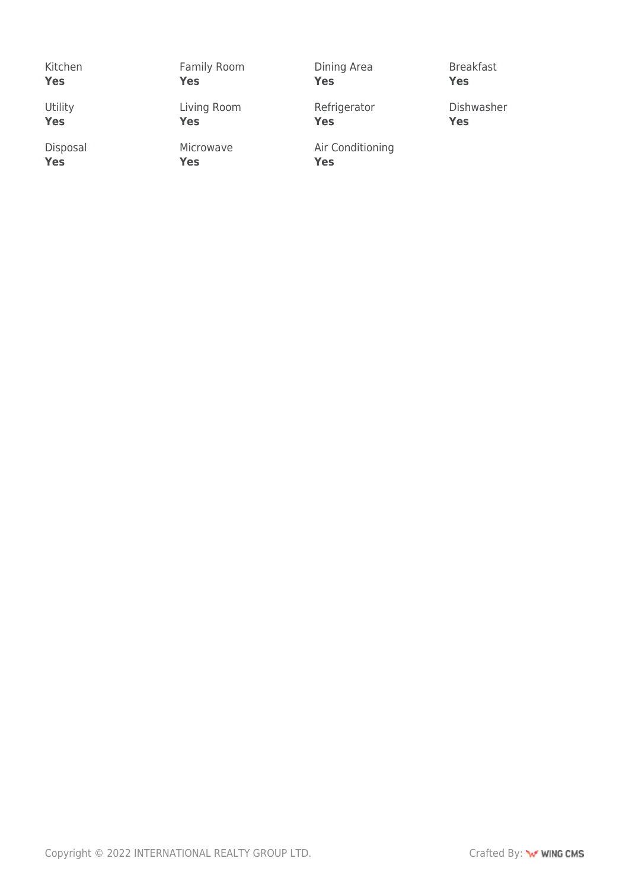| | | | |
|---|---|---|---|
| Kitchen<br>**Yes** | Family Room<br>**Yes** | Dining Area<br>**Yes** | Breakfast<br>**Yes** |
| Utility<br>**Yes** | Living Room<br>**Yes** | Refrigerator<br>**Yes** | Dishwasher<br>**Yes** |
| Disposal<br>**Yes** | Microwave<br>**Yes** | Air Conditioning<br>**Yes** | |

Copyright © 2022 INTERNATIONAL REALTY GROUP LTD.

Crafted By: WING CMS